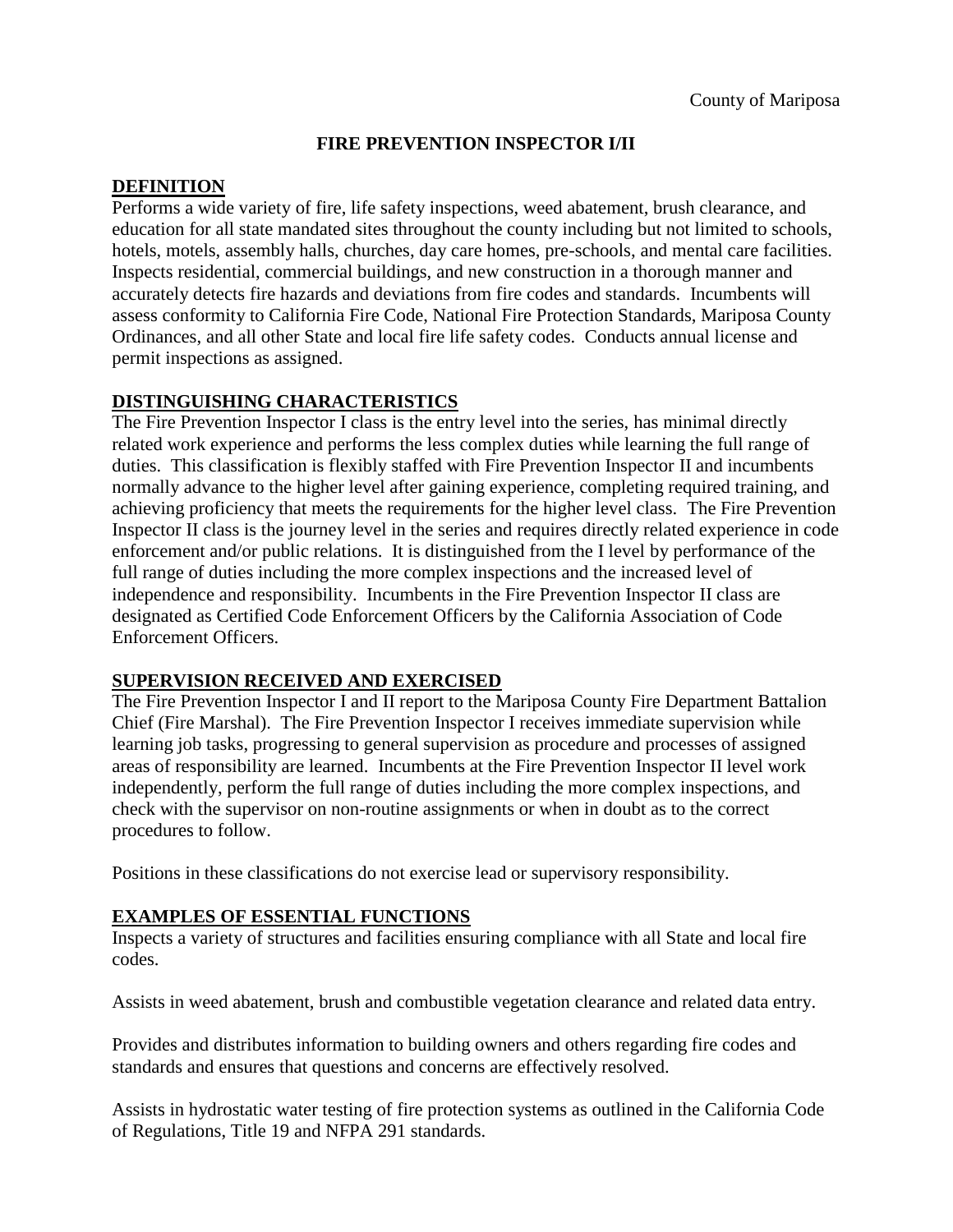County of Mariposa

# FIRE PREVENTION INSPECTOR I/II

## DEFINITION

Performs a wide variety of fire, life safety inspections, weed abatement, brush clearance, and education for all state mandated sites throughout the county including but not limited to schools, hotels, motels, assembly halls, churches, day care homes, pre-schools, and mental care facilities. Inspects residential, commercial buildings, and new construction in a thorough manner and accurately detects fire hazards and deviations from fire codes and standards. Incumbents will assess conformity to California Fire Code, National Fire Protection Standards, Mariposa County Ordinances, and all other State and local fire life safety codes. Conducts annual license and permit inspections as assigned.

## DISTINGUISHING CHARACTERISTICS

The Fire Prevention Inspector I class is the entry level into the series, has minimal directly related work experience and performs the less complex duties while learning the full range of duties. This classification is flexibly staffed with Fire Prevention Inspector II and incumbents normally advance to the higher level after gaining experience, completing required training, and achieving proficiency that meets the requirements for the higher level class. The Fire Prevention Inspector II class is the journey level in the series and requires directly related experience in code enforcement and/or public relations. It is distinguished from the I level by performance of the full range of duties including the more complex inspections and the increased level of independence and responsibility. Incumbents in the Fire Prevention Inspector II class are designated as Certified Code Enforcement Officers by the California Association of Code Enforcement Officers.

## SUPERVISION RECEIVED AND EXERCISED

The Fire Prevention Inspector I and II report to the Mariposa County Fire Department Battalion Chief (Fire Marshal). The Fire Prevention Inspector I receives immediate supervision while learning job tasks, progressing to general supervision as procedure and processes of assigned areas of responsibility are learned. Incumbents at the Fire Prevention Inspector II level work independently, perform the full range of duties including the more complex inspections, and check with the supervisor on non-routine assignments or when in doubt as to the correct procedures to follow.

Positions in these classifications do not exercise lead or supervisory responsibility.

## EXAMPLES OF ESSENTIAL FUNCTIONS

Inspects a variety of structures and facilities ensuring compliance with all State and local fire codes.

Assists in weed abatement, brush and combustible vegetation clearance and related data entry.

Provides and distributes information to building owners and others regarding fire codes and standards and ensures that questions and concerns are effectively resolved.

Assists in hydrostatic water testing of fire protection systems as outlined in the California Code of Regulations, Title 19 and NFPA 291 standards.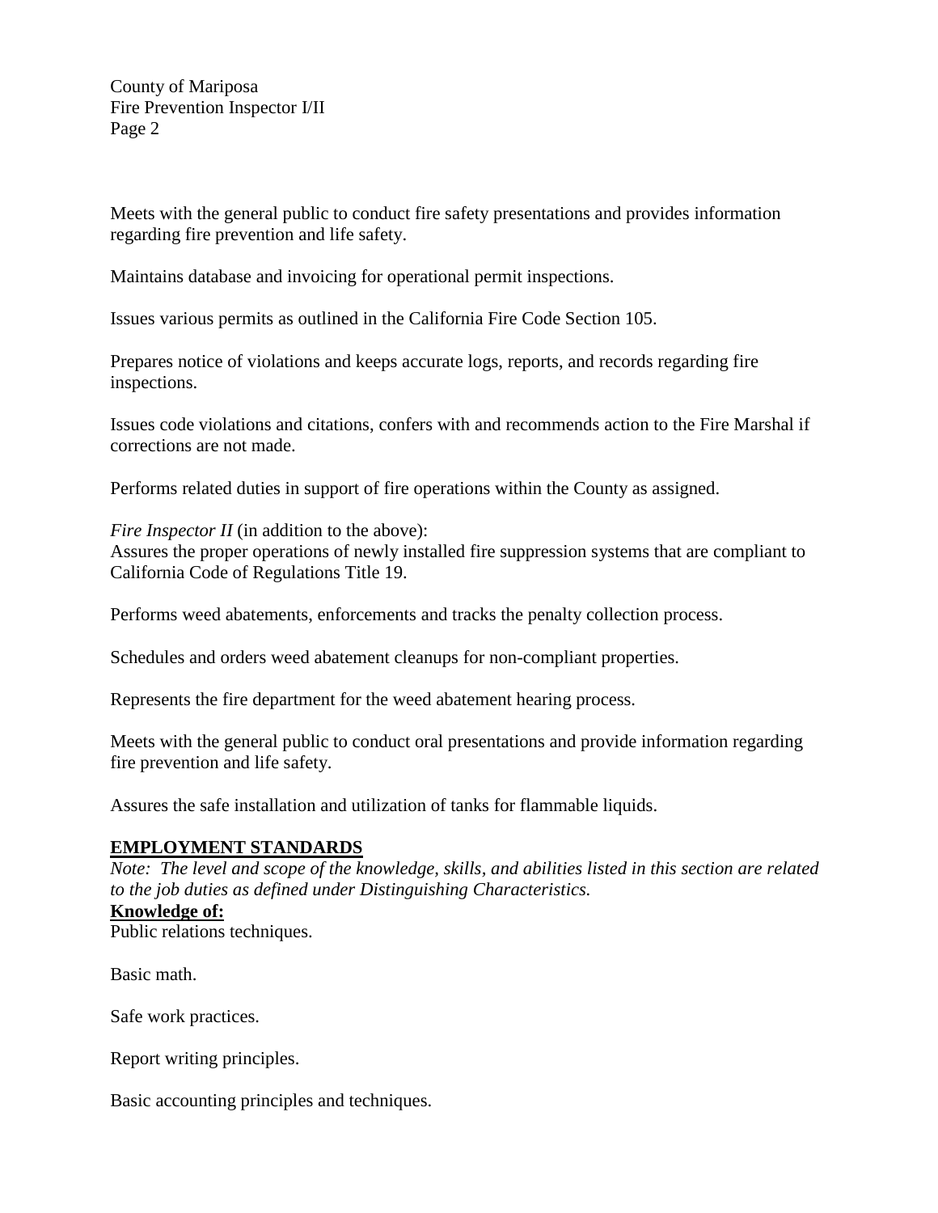Meets with the general public to conduct fire safety presentations and provides information regarding fire prevention and life safety.

Maintains database and invoicing for operational permit inspections.

Issues various permits as outlined in the California Fire Code Section 105.

Prepares notice of violations and keeps accurate logs, reports, and records regarding fire inspections.

Issues code violations and citations, confers with and recommends action to the Fire Marshal if corrections are not made.

Performs related duties in support of fire operations within the County as assigned.

*Fire Inspector II* (in addition to the above):
Assures the proper operations of newly installed fire suppression systems that are compliant to California Code of Regulations Title 19.

Performs weed abatements, enforcements and tracks the penalty collection process.

Schedules and orders weed abatement cleanups for non-compliant properties.

Represents the fire department for the weed abatement hearing process.

Meets with the general public to conduct oral presentations and provide information regarding fire prevention and life safety.

Assures the safe installation and utilization of tanks for flammable liquids.

## EMPLOYMENT STANDARDS

*Note: The level and scope of the knowledge, skills, and abilities listed in this section are related to the job duties as defined under Distinguishing Characteristics.*

**Knowledge of:**

Public relations techniques.

Basic math.

Safe work practices.

Report writing principles.

Basic accounting principles and techniques.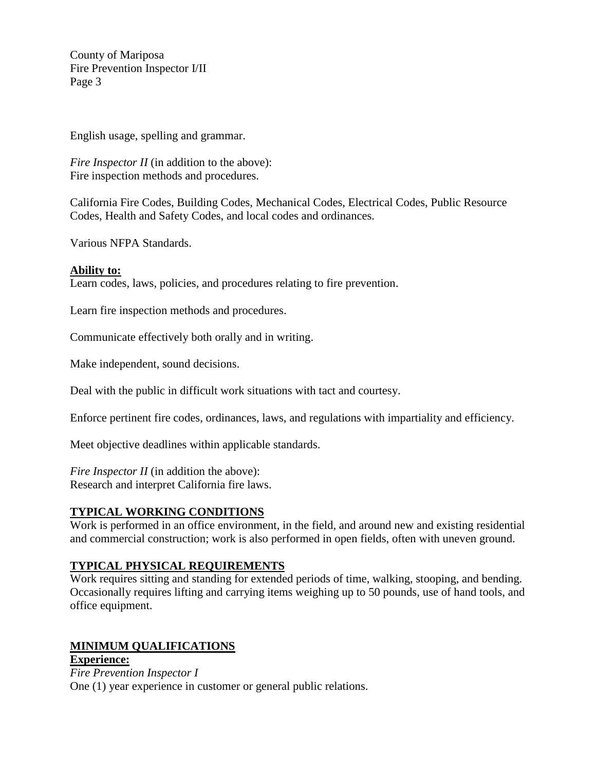English usage, spelling and grammar.

*Fire Inspector II* (in addition to the above):
Fire inspection methods and procedures.

California Fire Codes, Building Codes, Mechanical Codes, Electrical Codes, Public Resource Codes, Health and Safety Codes, and local codes and ordinances.

Various NFPA Standards.

**Ability to:**
Learn codes, laws, policies, and procedures relating to fire prevention.

Learn fire inspection methods and procedures.

Communicate effectively both orally and in writing.

Make independent, sound decisions.

Deal with the public in difficult work situations with tact and courtesy.

Enforce pertinent fire codes, ordinances, laws, and regulations with impartiality and efficiency.

Meet objective deadlines within applicable standards.

*Fire Inspector II* (in addition the above):
Research and interpret California fire laws.

## TYPICAL WORKING CONDITIONS

Work is performed in an office environment, in the field, and around new and existing residential and commercial construction; work is also performed in open fields, often with uneven ground.

## TYPICAL PHYSICAL REQUIREMENTS

Work requires sitting and standing for extended periods of time, walking, stooping, and bending. Occasionally requires lifting and carrying items weighing up to 50 pounds, use of hand tools, and office equipment.

## MINIMUM QUALIFICATIONS

**Experience:**

*Fire Prevention Inspector I*
One (1) year experience in customer or general public relations.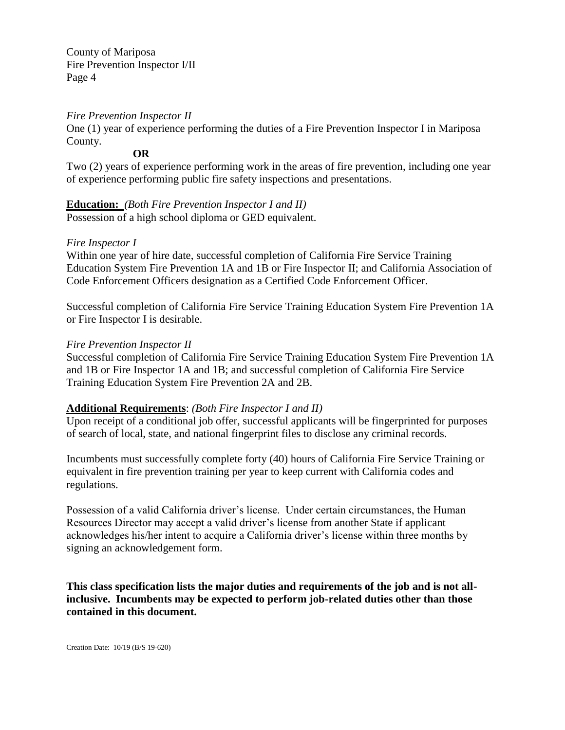*Fire Prevention Inspector II*

One (1) year of experience performing the duties of a Fire Prevention Inspector I in Mariposa County.

**OR**

Two (2) years of experience performing work in the areas of fire prevention, including one year of experience performing public fire safety inspections and presentations.

**Education:** *(Both Fire Prevention Inspector I and II)*

Possession of a high school diploma or GED equivalent.

*Fire Inspector I*

Within one year of hire date, successful completion of California Fire Service Training Education System Fire Prevention 1A and 1B or Fire Inspector II; and California Association of Code Enforcement Officers designation as a Certified Code Enforcement Officer.

Successful completion of California Fire Service Training Education System Fire Prevention 1A or Fire Inspector I is desirable.

*Fire Prevention Inspector II*

Successful completion of California Fire Service Training Education System Fire Prevention 1A and 1B or Fire Inspector 1A and 1B; and successful completion of California Fire Service Training Education System Fire Prevention 2A and 2B.

**Additional Requirements**: *(Both Fire Inspector I and II)*

Upon receipt of a conditional job offer, successful applicants will be fingerprinted for purposes of search of local, state, and national fingerprint files to disclose any criminal records.

Incumbents must successfully complete forty (40) hours of California Fire Service Training or equivalent in fire prevention training per year to keep current with California codes and regulations.

Possession of a valid California driver's license. Under certain circumstances, the Human Resources Director may accept a valid driver's license from another State if applicant acknowledges his/her intent to acquire a California driver's license within three months by signing an acknowledgement form.

**This class specification lists the major duties and requirements of the job and is not all-inclusive. Incumbents may be expected to perform job-related duties other than those contained in this document.**

Creation Date: 10/19 (B/S 19-620)